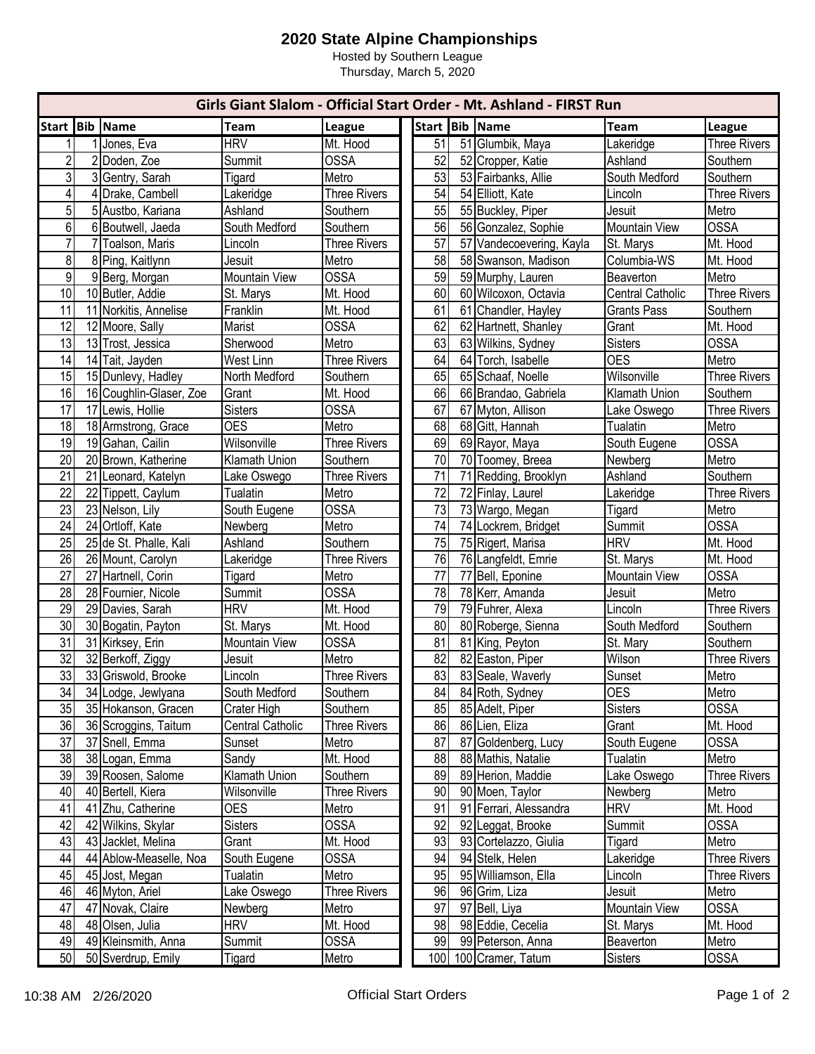# 2020 State Alpine Championships

Hosted by Southern League

Thursday, March 5, 2020

## Girls Giant Slalom - Official Start Order - Mt. Ashland - FIRST Run

| Start | Bib | Name | Team | League |
|---|---|---|---|---|
| 1 | 1 | Jones, Eva | HRV | Mt. Hood |
| 2 | 2 | Doden, Zoe | Summit | OSSA |
| 3 | 3 | Gentry, Sarah | Tigard | Metro |
| 4 | 4 | Drake, Cambell | Lakeridge | Three Rivers |
| 5 | 5 | Austbo, Kariana | Ashland | Southern |
| 6 | 6 | Boutwell, Jaeda | South Medford | Southern |
| 7 | 7 | Toalson, Maris | Lincoln | Three Rivers |
| 8 | 8 | Ping, Kaitlynn | Jesuit | Metro |
| 9 | 9 | Berg, Morgan | Mountain View | OSSA |
| 10 | 10 | Butler, Addie | St. Marys | Mt. Hood |
| 11 | 11 | Norkitis, Annelise | Franklin | Mt. Hood |
| 12 | 12 | Moore, Sally | Marist | OSSA |
| 13 | 13 | Trost, Jessica | Sherwood | Metro |
| 14 | 14 | Tait, Jayden | West Linn | Three Rivers |
| 15 | 15 | Dunlevy, Hadley | North Medford | Southern |
| 16 | 16 | Coughlin-Glaser, Zoe | Grant | Mt. Hood |
| 17 | 17 | Lewis, Hollie | Sisters | OSSA |
| 18 | 18 | Armstrong, Grace | OES | Metro |
| 19 | 19 | Gahan, Cailin | Wilsonville | Three Rivers |
| 20 | 20 | Brown, Katherine | Klamath Union | Southern |
| 21 | 21 | Leonard, Katelyn | Lake Oswego | Three Rivers |
| 22 | 22 | Tippett, Caylum | Tualatin | Metro |
| 23 | 23 | Nelson, Lily | South Eugene | OSSA |
| 24 | 24 | Ortloff, Kate | Newberg | Metro |
| 25 | 25 | de St. Phalle, Kali | Ashland | Southern |
| 26 | 26 | Mount, Carolyn | Lakeridge | Three Rivers |
| 27 | 27 | Hartnell, Corin | Tigard | Metro |
| 28 | 28 | Fournier, Nicole | Summit | OSSA |
| 29 | 29 | Davies, Sarah | HRV | Mt. Hood |
| 30 | 30 | Bogatin, Payton | St. Marys | Mt. Hood |
| 31 | 31 | Kirksey, Erin | Mountain View | OSSA |
| 32 | 32 | Berkoff, Ziggy | Jesuit | Metro |
| 33 | 33 | Griswold, Brooke | Lincoln | Three Rivers |
| 34 | 34 | Lodge, Jewlyana | South Medford | Southern |
| 35 | 35 | Hokanson, Gracen | Crater High | Southern |
| 36 | 36 | Scroggins, Taitum | Central Catholic | Three Rivers |
| 37 | 37 | Snell, Emma | Sunset | Metro |
| 38 | 38 | Logan, Emma | Sandy | Mt. Hood |
| 39 | 39 | Roosen, Salome | Klamath Union | Southern |
| 40 | 40 | Bertell, Kiera | Wilsonville | Three Rivers |
| 41 | 41 | Zhu, Catherine | OES | Metro |
| 42 | 42 | Wilkins, Skylar | Sisters | OSSA |
| 43 | 43 | Jacklet, Melina | Grant | Mt. Hood |
| 44 | 44 | Ablow-Measelle, Noa | South Eugene | OSSA |
| 45 | 45 | Jost, Megan | Tualatin | Metro |
| 46 | 46 | Myton, Ariel | Lake Oswego | Three Rivers |
| 47 | 47 | Novak, Claire | Newberg | Metro |
| 48 | 48 | Olsen, Julia | HRV | Mt. Hood |
| 49 | 49 | Kleinsmith, Anna | Summit | OSSA |
| 50 | 50 | Sverdrup, Emily | Tigard | Metro |
| 51 | 51 | Glumbik, Maya | Lakeridge | Three Rivers |
| 52 | 52 | Cropper, Katie | Ashland | Southern |
| 53 | 53 | Fairbanks, Allie | South Medford | Southern |
| 54 | 54 | Elliott, Kate | Lincoln | Three Rivers |
| 55 | 55 | Buckley, Piper | Jesuit | Metro |
| 56 | 56 | Gonzalez, Sophie | Mountain View | OSSA |
| 57 | 57 | Vandecoevering, Kayla | St. Marys | Mt. Hood |
| 58 | 58 | Swanson, Madison | Columbia-WS | Mt. Hood |
| 59 | 59 | Murphy, Lauren | Beaverton | Metro |
| 60 | 60 | Wilcoxon, Octavia | Central Catholic | Three Rivers |
| 61 | 61 | Chandler, Hayley | Grants Pass | Southern |
| 62 | 62 | Hartnett, Shanley | Grant | Mt. Hood |
| 63 | 63 | Wilkins, Sydney | Sisters | OSSA |
| 64 | 64 | Torch, Isabelle | OES | Metro |
| 65 | 65 | Schaaf, Noelle | Wilsonville | Three Rivers |
| 66 | 66 | Brandao, Gabriela | Klamath Union | Southern |
| 67 | 67 | Myton, Allison | Lake Oswego | Three Rivers |
| 68 | 68 | Gitt, Hannah | Tualatin | Metro |
| 69 | 69 | Rayor, Maya | South Eugene | OSSA |
| 70 | 70 | Toomey, Breea | Newberg | Metro |
| 71 | 71 | Redding, Brooklyn | Ashland | Southern |
| 72 | 72 | Finlay, Laurel | Lakeridge | Three Rivers |
| 73 | 73 | Wargo, Megan | Tigard | Metro |
| 74 | 74 | Lockrem, Bridget | Summit | OSSA |
| 75 | 75 | Rigert, Marisa | HRV | Mt. Hood |
| 76 | 76 | Langfeldt, Emrie | St. Marys | Mt. Hood |
| 77 | 77 | Bell, Eponine | Mountain View | OSSA |
| 78 | 78 | Kerr, Amanda | Jesuit | Metro |
| 79 | 79 | Fuhrer, Alexa | Lincoln | Three Rivers |
| 80 | 80 | Roberge, Sienna | South Medford | Southern |
| 81 | 81 | King, Peyton | St. Mary | Southern |
| 82 | 82 | Easton, Piper | Wilson | Three Rivers |
| 83 | 83 | Seale, Waverly | Sunset | Metro |
| 84 | 84 | Roth, Sydney | OES | Metro |
| 85 | 85 | Adelt, Piper | Sisters | OSSA |
| 86 | 86 | Lien, Eliza | Grant | Mt. Hood |
| 87 | 87 | Goldenberg, Lucy | South Eugene | OSSA |
| 88 | 88 | Mathis, Natalie | Tualatin | Metro |
| 89 | 89 | Herion, Maddie | Lake Oswego | Three Rivers |
| 90 | 90 | Moen, Taylor | Newberg | Metro |
| 91 | 91 | Ferrari, Alessandra | HRV | Mt. Hood |
| 92 | 92 | Leggat, Brooke | Summit | OSSA |
| 93 | 93 | Cortelazzo, Giulia | Tigard | Metro |
| 94 | 94 | Stelk, Helen | Lakeridge | Three Rivers |
| 95 | 95 | Williamson, Ella | Lincoln | Three Rivers |
| 96 | 96 | Grim, Liza | Jesuit | Metro |
| 97 | 97 | Bell, Liya | Mountain View | OSSA |
| 98 | 98 | Eddie, Cecelia | St. Marys | Mt. Hood |
| 99 | 99 | Peterson, Anna | Beaverton | Metro |
| 100 | 100 | Cramer, Tatum | Sisters | OSSA |

10:38 AM 2/26/2020 Official Start Orders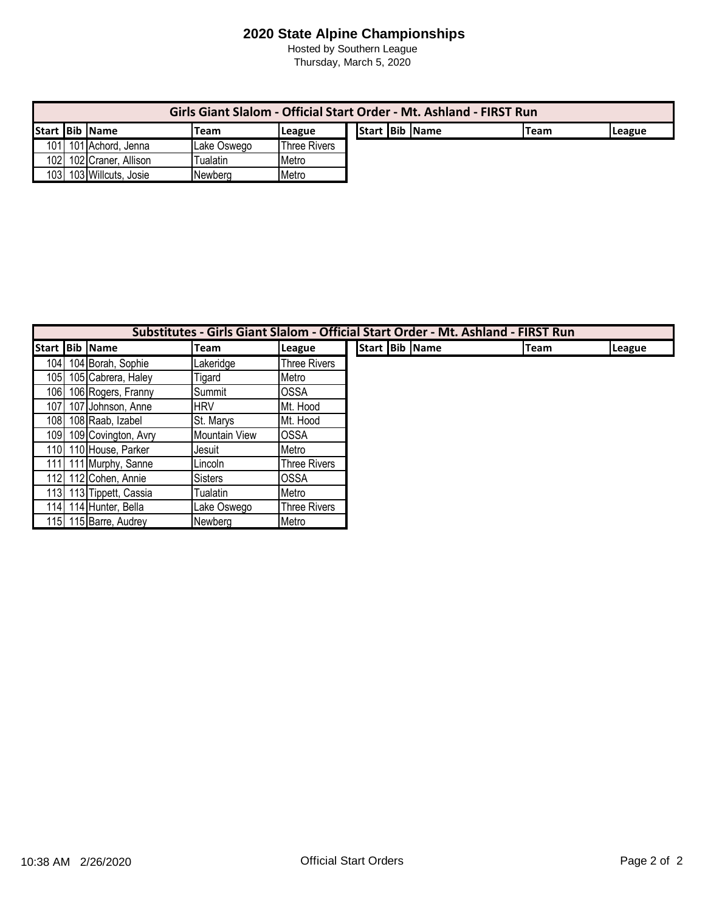# 2020 State Alpine Championships

Hosted by Southern League

Thursday, March 5, 2020

## Girls Giant Slalom - Official Start Order - Mt. Ashland - FIRST Run

| Start | Bib | Name | Team | League | Start | Bib | Name | Team | League |
|---|---|---|---|---|---|---|---|---|---|
| 101 | 101 | Achord, Jenna | Lake Oswego | Three Rivers | | | | | |
| 102 | 102 | Craner, Allison | Tualatin | Metro | | | | | |
| 103 | 103 | Willcuts, Josie | Newberg | Metro | | | | | |

## Substitutes - Girls Giant Slalom - Official Start Order - Mt. Ashland - FIRST Run

| Start | Bib | Name | Team | League | Start | Bib | Name | Team | League |
|---|---|---|---|---|---|---|---|---|---|
| 104 | 104 | Borah, Sophie | Lakeridge | Three Rivers | | | | | |
| 105 | 105 | Cabrera, Haley | Tigard | Metro | | | | | |
| 106 | 106 | Rogers, Franny | Summit | OSSA | | | | | |
| 107 | 107 | Johnson, Anne | HRV | Mt. Hood | | | | | |
| 108 | 108 | Raab, Izabel | St. Marys | Mt. Hood | | | | | |
| 109 | 109 | Covington, Avry | Mountain View | OSSA | | | | | |
| 110 | 110 | House, Parker | Jesuit | Metro | | | | | |
| 111 | 111 | Murphy, Sanne | Lincoln | Three Rivers | | | | | |
| 112 | 112 | Cohen, Annie | Sisters | OSSA | | | | | |
| 113 | 113 | Tippett, Cassia | Tualatin | Metro | | | | | |
| 114 | 114 | Hunter, Bella | Lake Oswego | Three Rivers | | | | | |
| 115 | 115 | Barre, Audrey | Newberg | Metro | | | | | |

10:38 AM 2/26/2020 Official Start Orders